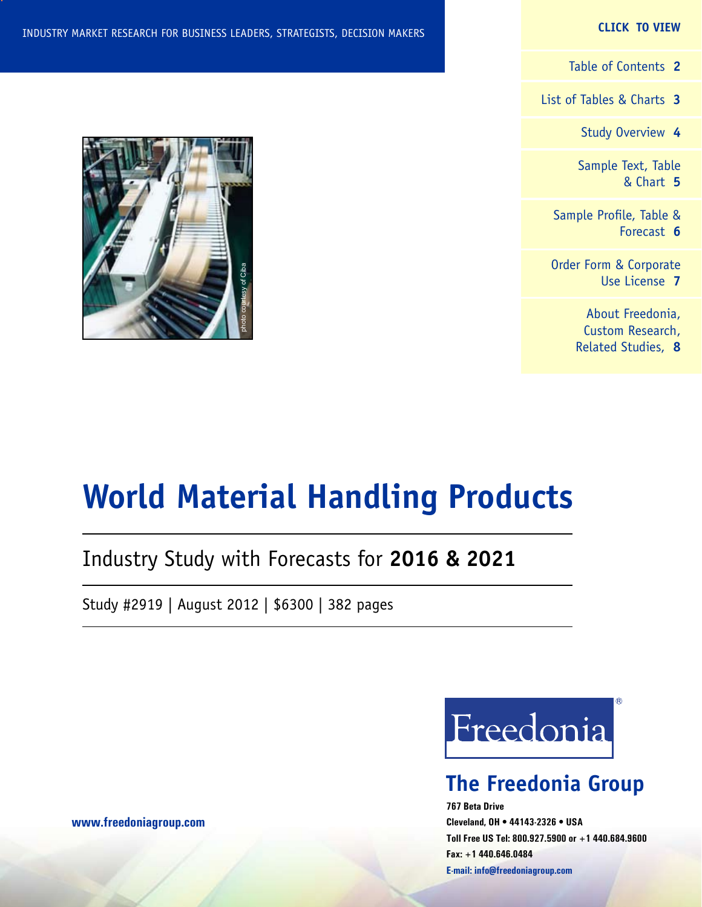INDUSTRY MARKET RESEARCH FOR BUSINESS LEADERS, STRATEGISTS, DECISION MAKERS

**CLICK TO VIEW**

Table of Contents **2**

List of Tables & Charts **3**

Study Overview **4**

Sample Text, Table & Chart **5**

Sample Profile, Table & Forecast **6**

Order Form & Corporate Use License **7**

About Freedonia, Custom Research, Related Studies, **8**

photo courtesy of Ciba

# World Material Handling Products

## Industry Study with Forecasts for **2016 & 2021**

Study #2919 | August 2012 | $6300 | 382 pages

Freedonia®

## The Freedonia Group

**767 Beta Drive**
**Cleveland, OH • 44143-2326 • USA**
**Toll Free US Tel: 800.927.5900 or +1 440.684.9600**
**Fax: +1 440.646.0484**
**E-mail: info@freedoniagroup.com**

**www.freedoniagroup.com**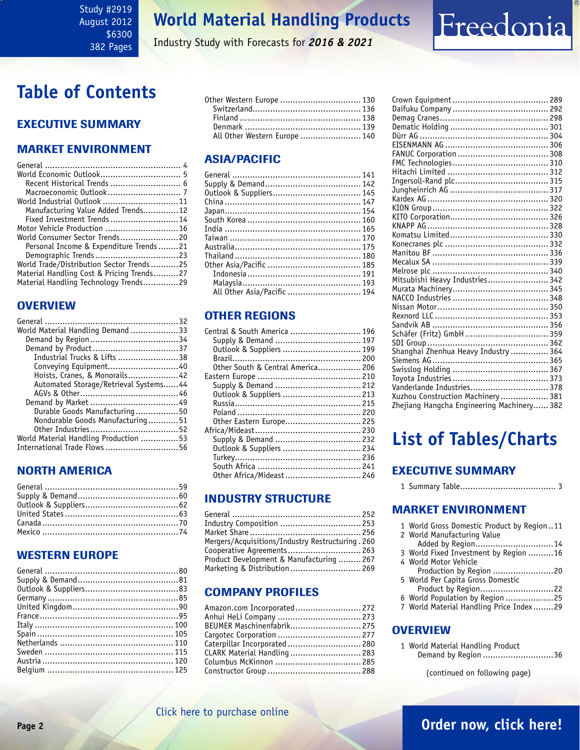# Table of Contents

## EXECUTIVE SUMMARY

## MARKET ENVIRONMENT

General .......... 4
World Economic Outlook .......... 5
  Recent Historical Trends .......... 6
  Macroeconomic Outlook .......... 7
World Industrial Outlook .......... 11
  Manufacturing Value Added Trends .......... 12
  Fixed Investment Trends .......... 14
Motor Vehicle Production .......... 16
World Consumer Sector Trends .......... 20
  Personal Income & Expenditure Trends .......... 21
  Demographic Trends .......... 23
World Trade/Distribution Sector Trends .......... 25
Material Handling Cost & Pricing Trends .......... 27
Material Handling Technology Trends .......... 29

## OVERVIEW

General .......... 32
World Material Handling Demand .......... 33
  Demand by Region .......... 34
  Demand by Product .......... 37
    Industrial Trucks & Lifts .......... 38
    Conveying Equipment .......... 40
    Hoists, Cranes, & Monorails .......... 42
    Automated Storage/Retrieval Systems .......... 44
    AGVs & Other .......... 46
  Demand by Market .......... 49
    Durable Goods Manufacturing .......... 50
    Nondurable Goods Manufacturing .......... 51
    Other Industries .......... 52
World Material Handling Production .......... 53
International Trade Flows .......... 56

## NORTH AMERICA

General .......... 59
Supply & Demand .......... 60
Outlook & Suppliers .......... 62
United States .......... 63
Canada .......... 70
Mexico .......... 74

## WESTERN EUROPE

General .......... 80
Supply & Demand .......... 81
Outlook & Suppliers .......... 83
Germany .......... 85
United Kingdom .......... 90
France .......... 95
Italy .......... 100
Spain .......... 105
Netherlands .......... 110
Sweden .......... 115
Austria .......... 120
Belgium .......... 125
Other Western Europe .......... 130
  Switzerland .......... 136
  Finland .......... 138
  Denmark .......... 139
  All Other Western Europe .......... 140

## ASIA/PACIFIC

General .......... 141
Supply & Demand .......... 142
Outlook & Suppliers .......... 145
China .......... 147
Japan .......... 154
South Korea .......... 160
India .......... 165
Taiwan .......... 170
Australia .......... 175
Thailand .......... 180
Other Asia/Pacific .......... 185
  Indonesia .......... 191
  Malaysia .......... 193
  All Other Asia/Pacific .......... 194

## OTHER REGIONS

Central & South America .......... 196
  Supply & Demand .......... 197
  Outlook & Suppliers .......... 199
  Brazil .......... 200
  Other South & Central America .......... 206
Eastern Europe .......... 210
  Supply & Demand .......... 212
  Outlook & Suppliers .......... 213
  Russia .......... 215
  Poland .......... 220
  Other Eastern Europe .......... 225
Africa/Mideast .......... 230
  Supply & Demand .......... 232
  Outlook & Suppliers .......... 234
  Turkey .......... 236
  South Africa .......... 241
  Other Africa/Mideast .......... 246

## INDUSTRY STRUCTURE

General .......... 252
Industry Composition .......... 253
Market Share .......... 256
Mergers/Acquisitions/Industry Restructuring .......... 260
Cooperative Agreements .......... 263
Product Development & Manufacturing .......... 267
Marketing & Distribution .......... 269

## COMPANY PROFILES

Amazon.com Incorporated .......... 272
Anhui HeLi Company .......... 273
BEUMER Maschinenfabrik .......... 275
Cargotec Corporation .......... 277
Caterpillar Incorporated .......... 280
CLARK Material Handling .......... 283
Columbus McKinnon .......... 285
Constructor Group .......... 288
Crown Equipment .......... 289
Daifuku Company .......... 292
Demag Cranes .......... 298
Dematic Holding .......... 301
Dürr AG .......... 304
EISENMANN AG .......... 306
FANUC Corporation .......... 308
FMC Technologies .......... 310
Hitachi Limited .......... 312
Ingersoll-Rand plc .......... 315
Jungheinrich AG .......... 317
Kardex AG .......... 320
KION Group .......... 322
KITO Corporation .......... 326
KNAPP AG .......... 328
Komatsu Limited .......... 330
Konecranes plc .......... 332
Manitou BF .......... 336
Mecalux SA .......... 339
Melrose plc .......... 340
Mitsubishi Heavy Industries .......... 342
Murata Machinery .......... 345
NACCO Industries .......... 348
Nissan Motor .......... 350
Rexnord LLC .......... 353
Sandvik AB .......... 356
Schäfer (Fritz) GmbH .......... 359
SDI Group .......... 362
Shanghai Zhenhua Heavy Industry .......... 364
Siemens AG .......... 365
Swisslog Holding .......... 367
Toyota Industries .......... 373
Vanderlande Industries .......... 378
Xuzhou Construction Machinery .......... 381
Zhejiang Hangcha Engineering Machinery .......... 382

# List of Tables/Charts

## EXECUTIVE SUMMARY

1 Summary Table .......... 3

## MARKET ENVIRONMENT

1 World Gross Domestic Product by Region .......... 11
2 World Manufacturing Value Added by Region .......... 14
3 World Fixed Investment by Region .......... 16
4 World Motor Vehicle Production by Region .......... 20
5 World Per Capita Gross Domestic Product by Region .......... 22
6 World Population by Region .......... 25
7 World Material Handling Price Index .......... 29

## OVERVIEW

1 World Material Handling Product Demand by Region .......... 36

(continued on following page)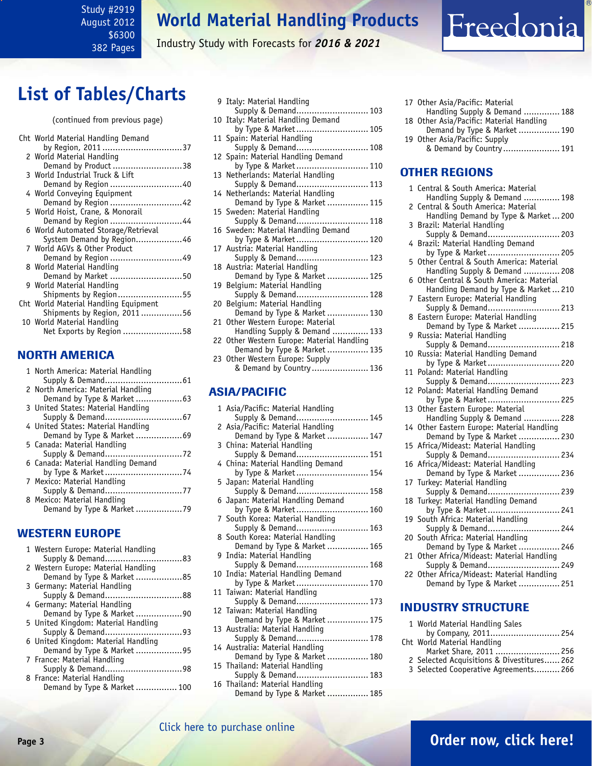# List of Tables/Charts

(continued from previous page)

- Cht World Material Handling Demand by Region, 2011 ...............................37
- 2 World Material Handling Demand by Product ...........................38
- 3 World Industrial Truck & Lift Demand by Region ............................40
- 4 World Conveying Equipment Demand by Region ............................42
- 5 World Hoist, Crane, & Monorail Demand by Region ............................44
- 6 World Automated Storage/Retrieval System Demand by Region..................46
- 7 World AGVs & Other Product Demand by Region ............................49
- 8 World Material Handling Demand by Market ............................50
- 9 World Material Handling Shipments by Region.........................55
- Cht World Material Handling Equipment Shipments by Region, 2011 ................56
- 10 World Material Handling Net Exports by Region .......................58

## NORTH AMERICA

- 1 North America: Material Handling Supply & Demand.............................61
- 2 North America: Material Handling Demand by Type & Market ..................63
- 3 United States: Material Handling Supply & Demand.............................67
- 4 United States: Material Handling Demand by Type & Market ..................69
- 5 Canada: Material Handling Supply & Demand.............................72
- 6 Canada: Material Handling Demand by Type & Market.............................74
- 7 Mexico: Material Handling Supply & Demand.............................77
- 8 Mexico: Material Handling Demand by Type & Market ..................79

## WESTERN EUROPE

- 1 Western Europe: Material Handling Supply & Demand.............................83
- 2 Western Europe: Material Handling Demand by Type & Market ..................85
- 3 Germany: Material Handling Supply & Demand.............................88
- 4 Germany: Material Handling Demand by Type & Market ..................90
- 5 United Kingdom: Material Handling Supply & Demand.............................93
- 6 United Kingdom: Material Handling Demand by Type & Market ..................95
- 7 France: Material Handling Supply & Demand.............................98
- 8 France: Material Handling Demand by Type & Market ................ 100
- 9 Italy: Material Handling Supply & Demand........................... 103
- 10 Italy: Material Handling Demand by Type & Market........................... 105
- 11 Spain: Material Handling Supply & Demand........................... 108
- 12 Spain: Material Handling Demand by Type & Market........................... 110
- 13 Netherlands: Material Handling Supply & Demand........................... 113
- 14 Netherlands: Material Handling Demand by Type & Market ................ 115
- 15 Sweden: Material Handling Supply & Demand........................... 118
- 16 Sweden: Material Handling Demand by Type & Market........................... 120
- 17 Austria: Material Handling Supply & Demand........................... 123
- 18 Austria: Material Handling Demand by Type & Market ................ 125
- 19 Belgium: Material Handling Supply & Demand........................... 128
- 20 Belgium: Material Handling Demand by Type & Market ................ 130
- 21 Other Western Europe: Material Handling Supply & Demand ............. 133
- 22 Other Western Europe: Material Handling Demand by Type & Market ................ 135
- 23 Other Western Europe: Supply & Demand by Country...................... 136

## ASIA/PACIFIC

- 1 Asia/Pacific: Material Handling Supply & Demand........................... 145
- 2 Asia/Pacific: Material Handling Demand by Type & Market ................ 147
- 3 China: Material Handling Supply & Demand........................... 151
- 4 China: Material Handling Demand by Type & Market........................... 154
- 5 Japan: Material Handling Supply & Demand........................... 158
- 6 Japan: Material Handling Demand by Type & Market........................... 160
- 7 South Korea: Material Handling Supply & Demand........................... 163
- 8 South Korea: Material Handling Demand by Type & Market ................ 165
- 9 India: Material Handling Supply & Demand........................... 168
- 10 India: Material Handling Demand by Type & Market........................... 170
- 11 Taiwan: Material Handling Supply & Demand........................... 173
- 12 Taiwan: Material Handling Demand by Type & Market ................ 175
- 13 Australia: Material Handling Supply & Demand........................... 178
- 14 Australia: Material Handling Demand by Type & Market ................ 180
- 15 Thailand: Material Handling Supply & Demand........................... 183
- 16 Thailand: Material Handling Demand by Type & Market ................ 185
- 17 Other Asia/Pacific: Material Handling Supply & Demand ............. 188
- 18 Other Asia/Pacific: Material Handling Demand by Type & Market ................ 190
- 19 Other Asia/Pacific: Supply & Demand by Country...................... 191

## OTHER REGIONS

- 1 Central & South America: Material Handling Supply & Demand ............. 198
- 2 Central & South America: Material Handling Demand by Type & Market ... 200
- 3 Brazil: Material Handling Supply & Demand........................... 203
- 4 Brazil: Material Handling Demand by Type & Market........................... 205
- 5 Other Central & South America: Material Handling Supply & Demand ............. 208
- 6 Other Central & South America: Material Handling Demand by Type & Market ... 210
- 7 Eastern Europe: Material Handling Supply & Demand........................... 213
- 8 Eastern Europe: Material Handling Demand by Type & Market ................ 215
- 9 Russia: Material Handling Supply & Demand........................... 218
- 10 Russia: Material Handling Demand by Type & Market........................... 220
- 11 Poland: Material Handling Supply & Demand........................... 223
- 12 Poland: Material Handling Demand by Type & Market........................... 225
- 13 Other Eastern Europe: Material Handling Supply & Demand ............. 228
- 14 Other Eastern Europe: Material Handling Demand by Type & Market ................ 230
- 15 Africa/Mideast: Material Handling Supply & Demand........................... 234
- 16 Africa/Mideast: Material Handling Demand by Type & Market ................ 236
- 17 Turkey: Material Handling Supply & Demand........................... 239
- 18 Turkey: Material Handling Demand by Type & Market........................... 241
- 19 South Africa: Material Handling Supply & Demand........................... 244
- 20 South Africa: Material Handling Demand by Type & Market ................ 246
- 21 Other Africa/Mideast: Material Handling Supply & Demand........................... 249
- 22 Other Africa/Mideast: Material Handling Demand by Type & Market ................ 251

## INDUSTRY STRUCTURE

- 1 World Material Handling Sales by Company, 2011........................... 254
- Cht World Material Handling Market Share, 2011 ......................... 256
- 2 Selected Acquisitions & Divestitures...... 262
- 3 Selected Cooperative Agreements.......... 266

Click here to purchase online

Order now, click here!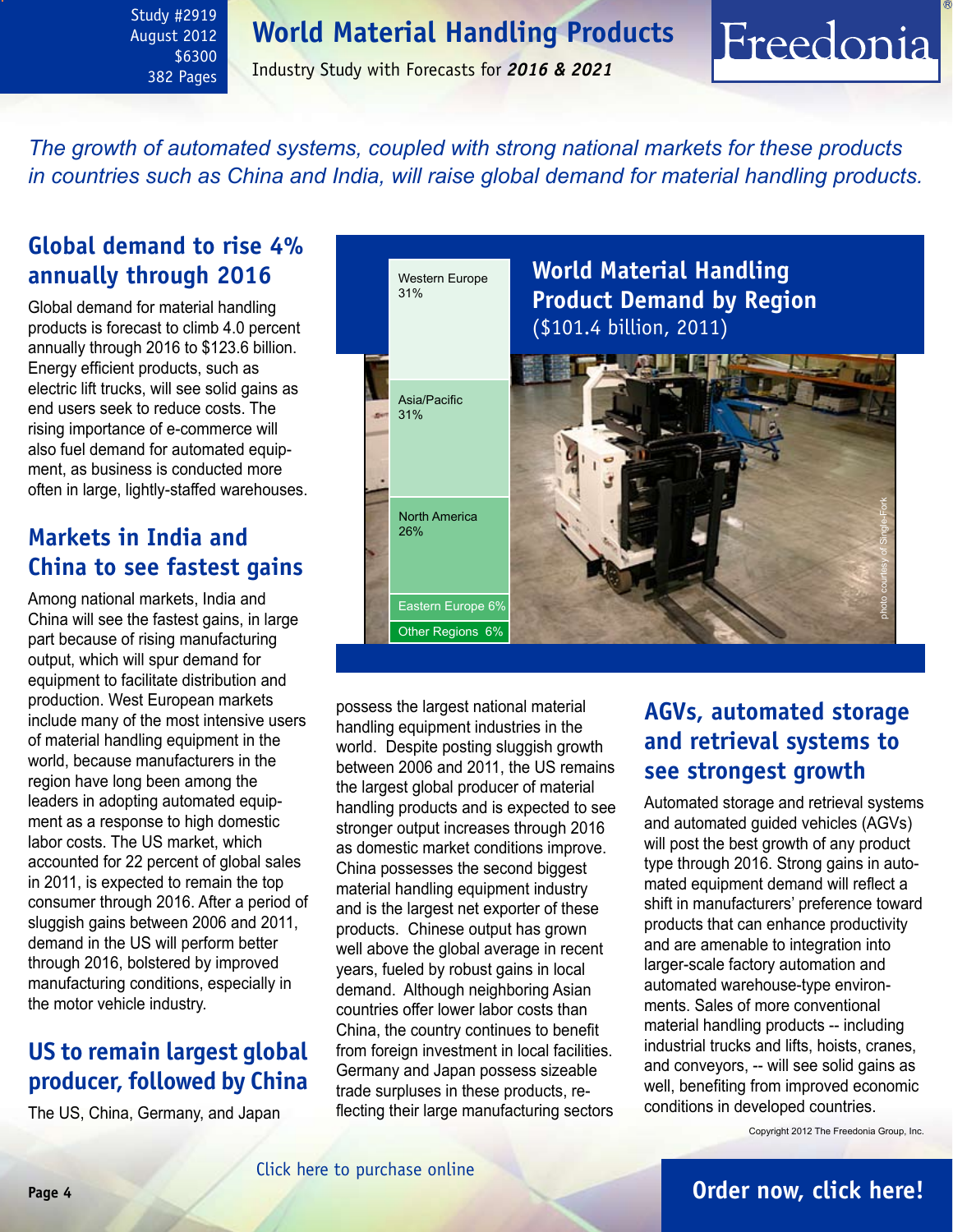Study #2919
August 2012
$6300
382 Pages

# World Material Handling Products

Industry Study with Forecasts for ***2016 & 2021***

*The growth of automated systems, coupled with strong national markets for these products in countries such as China and India, will raise global demand for material handling products.*

## Global demand to rise 4% annually through 2016

Global demand for material handling products is forecast to climb 4.0 percent annually through 2016 to $123.6 billion. Energy efficient products, such as electric lift trucks, will see solid gains as end users seek to reduce costs. The rising importance of e-commerce will also fuel demand for automated equipment, as business is conducted more often in large, lightly-staffed warehouses.

## Markets in India and China to see fastest gains

Among national markets, India and China will see the fastest gains, in large part because of rising manufacturing output, which will spur demand for equipment to facilitate distribution and production. West European markets include many of the most intensive users of material handling equipment in the world, because manufacturers in the region have long been among the leaders in adopting automated equipment as a response to high domestic labor costs. The US market, which accounted for 22 percent of global sales in 2011, is expected to remain the top consumer through 2016. After a period of sluggish gains between 2006 and 2011, demand in the US will perform better through 2016, bolstered by improved manufacturing conditions, especially in the motor vehicle industry.

## US to remain largest global producer, followed by China

The US, China, Germany, and Japan possess the largest national material handling equipment industries in the world. Despite posting sluggish growth between 2006 and 2011, the US remains the largest global producer of material handling products and is expected to see stronger output increases through 2016 as domestic market conditions improve. China possesses the second biggest material handling equipment industry and is the largest net exporter of these products. Chinese output has grown well above the global average in recent years, fueled by robust gains in local demand. Although neighboring Asian countries offer lower labor costs than China, the country continues to benefit from foreign investment in local facilities. Germany and Japan possess sizeable trade surpluses in these products, reflecting their large manufacturing sectors

**World Material Handling Product Demand by Region**
($101.4 billion, 2011)

Western Europe 31%
Asia/Pacific 31%
North America 26%
Eastern Europe 6%
Other Regions 6%

photo courtesy of Single-Fork

## AGVs, automated storage and retrieval systems to see strongest growth

Automated storage and retrieval systems and automated guided vehicles (AGVs) will post the best growth of any product type through 2016. Strong gains in automated equipment demand will reflect a shift in manufacturers' preference toward products that can enhance productivity and are amenable to integration into larger-scale factory automation and automated warehouse-type environments. Sales of more conventional material handling products -- including industrial trucks and lifts, hoists, cranes, and conveyors, -- will see solid gains as well, benefiting from improved economic conditions in developed countries.

Copyright 2012 The Freedonia Group, Inc.

Click here to purchase online

**Order now, click here!**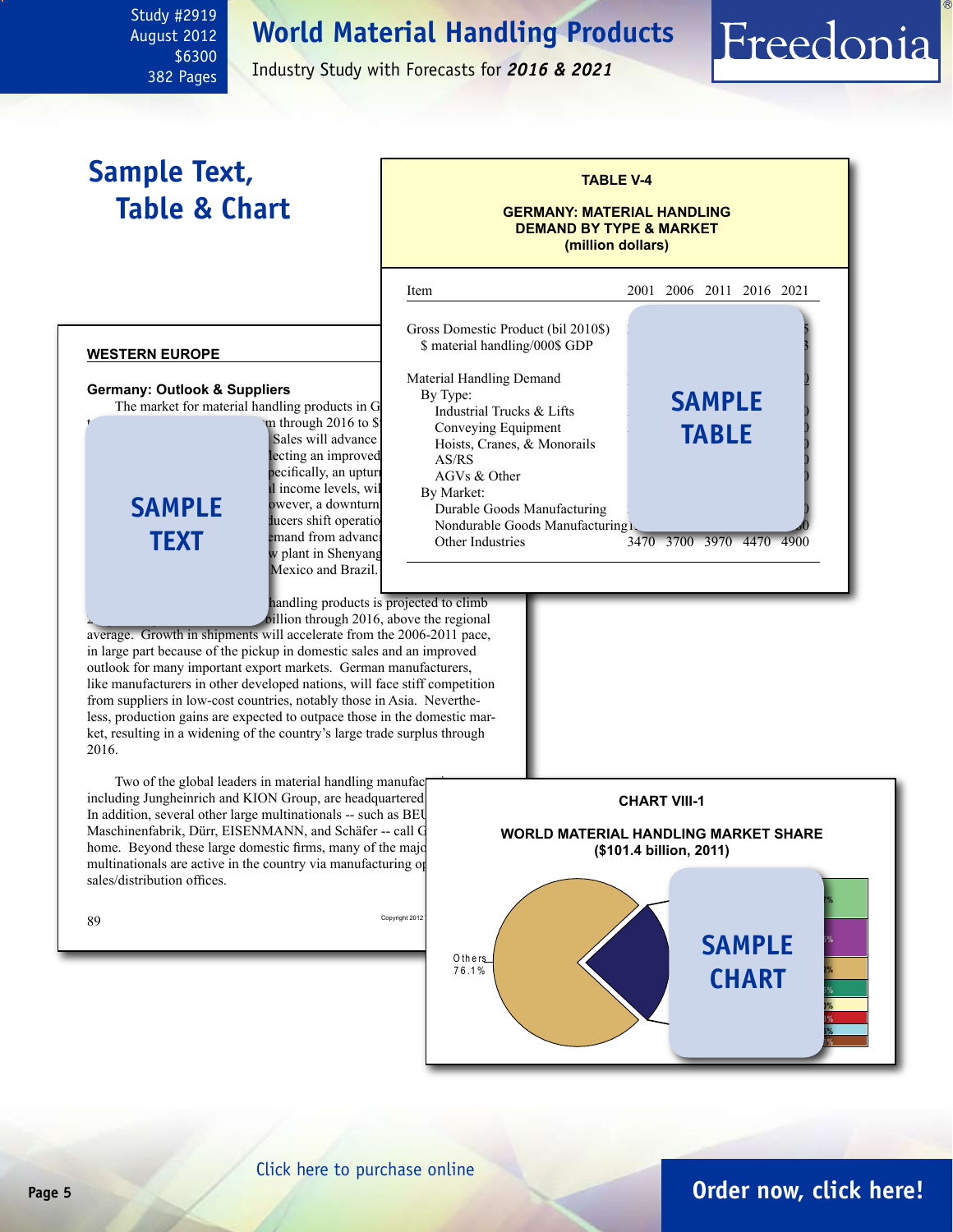# World Material Handling Products

Industry Study with Forecasts for ***2016 & 2021***

Study #2919
August 2012
$6300
382 Pages

## Sample Text, Table & Chart

**TABLE V-4**

**GERMANY: MATERIAL HANDLING DEMAND BY TYPE & MARKET (million dollars)**

| Item | 2001 | 2006 | 2011 | 2016 | 2021 |
|---|---|---|---|---|---|
| Gross Domestic Product (bil 2010$) | | | | | |
| $ material handling/000$ GDP | | | | | |
| Material Handling Demand | | | | | |
| By Type: | | | | | |
| Industrial Trucks & Lifts | | | | | |
| Conveying Equipment | | | | | |
| Hoists, Cranes, & Monorails | | | | | |
| AS/RS | | | | | |
| AGVs & Other | | | | | |
| By Market: | | | | | |
| Durable Goods Manufacturing | | | | | |
| Nondurable Goods Manufacturing | | | | | |
| Other Industries | 3470 | 3700 | 3970 | 4470 | 4900 |

SAMPLE TABLE

**WESTERN EUROPE**

**Germany: Outlook & Suppliers**

The market for material handling products in G... m through 2016 to $... Sales will advance ... lecting an improved ... pecifically, an upturn ... l income levels, wil... owever, a downturn ... ducers shift operatio... emand from advanc... w plant in Shenyang ... Mexico and Brazil. ... handling products is projected to climb ... billion through 2016, above the regional average. Growth in shipments will accelerate from the 2006-2011 pace, in large part because of the pickup in domestic sales and an improved outlook for many important export markets. German manufacturers, like manufacturers in other developed nations, will face stiff competition from suppliers in low-cost countries, notably those in Asia. Nevertheless, production gains are expected to outpace those in the domestic market, resulting in a widening of the country's large trade surplus through 2016.

SAMPLE TEXT

Two of the global leaders in material handling manufac... including Jungheinrich and KION Group, are headquartered ... In addition, several other large multinationals -- such as BEU... Maschinenfabrik, Dürr, EISENMANN, and Schäfer -- call G... home. Beyond these large domestic firms, many of the majo... multinationals are active in the country via manufacturing op... sales/distribution offices.

**CHART VIII-1**

**WORLD MATERIAL HANDLING MARKET SHARE ($101.4 billion, 2011)**

Others
76.1%

SAMPLE CHART

Click here to purchase online

Order now, click here!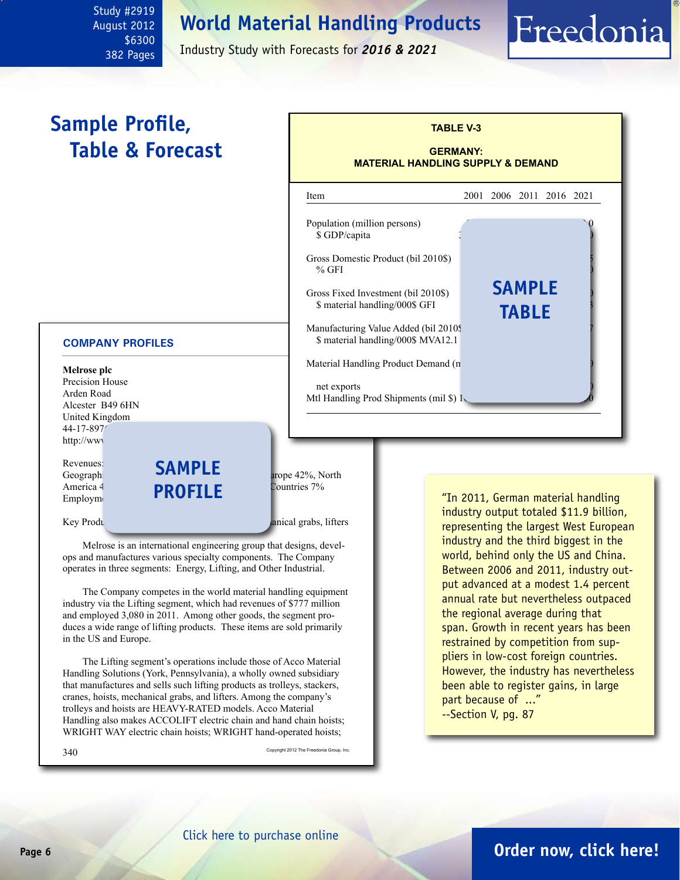# Sample Profile, Table & Forecast

**TABLE V-3**

**GERMANY: MATERIAL HANDLING SUPPLY & DEMAND**

| Item | 2001 | 2006 | 2011 | 2016 | 2021 |
|---|---|---|---|---|---|
| Population (million persons) | | | | | |
| $ GDP/capita | | | | | |
| Gross Domestic Product (bil 2010$) | | | | | |
| % GFI | | | | | |
| Gross Fixed Investment (bil 2010$) | | | | | |
| $ material handling/000$ GFI | | | | | |
| Manufacturing Value Added (bil 2010$) | | | | | |
| $ material handling/000$ MVA | | | | | |
| Material Handling Product Demand (mil $) | | | | | |
| net exports | | | | | |
| Mtl Handling Prod Shipments (mil $) | | | | | |

SAMPLE TABLE

## COMPANY PROFILES

**Melrose plc**
Precision House
Arden Road
Alcester B49 6HN
United Kingdom
44-17-897
http://www

Revenues:
Geograph... urope 42%, North America 4... Countries 7%
Employm...

Key Produ... anical grabs, lifters

SAMPLE PROFILE

Melrose is an international engineering group that designs, develops and manufactures various specialty components. The Company operates in three segments: Energy, Lifting, and Other Industrial.

The Company competes in the world material handling equipment industry via the Lifting segment, which had revenues of $777 million and employed 3,080 in 2011. Among other goods, the segment produces a wide range of lifting products. These items are sold primarily in the US and Europe.

The Lifting segment's operations include those of Acco Material Handling Solutions (York, Pennsylvania), a wholly owned subsidiary that manufactures and sells such lifting products as trolleys, stackers, cranes, hoists, mechanical grabs, and lifters. Among the company's trolleys and hoists are HEAVY-RATED models. Acco Material Handling also makes ACCOLIFT electric chain and hand chain hoists; WRIGHT WAY electric chain hoists; WRIGHT hand-operated hoists;

Copyright 2012 The Freedonia Group, Inc.

"In 2011, German material handling industry output totaled $11.9 billion, representing the largest West European industry and the third biggest in the world, behind only the US and China. Between 2006 and 2011, industry output advanced at a modest 1.4 percent annual rate but nevertheless outpaced the regional average during that span. Growth in recent years has been restrained by competition from suppliers in low-cost foreign countries. However, the industry has nevertheless been able to register gains, in large part because of ..."
--Section V, pg. 87

Click here to purchase online

Order now, click here!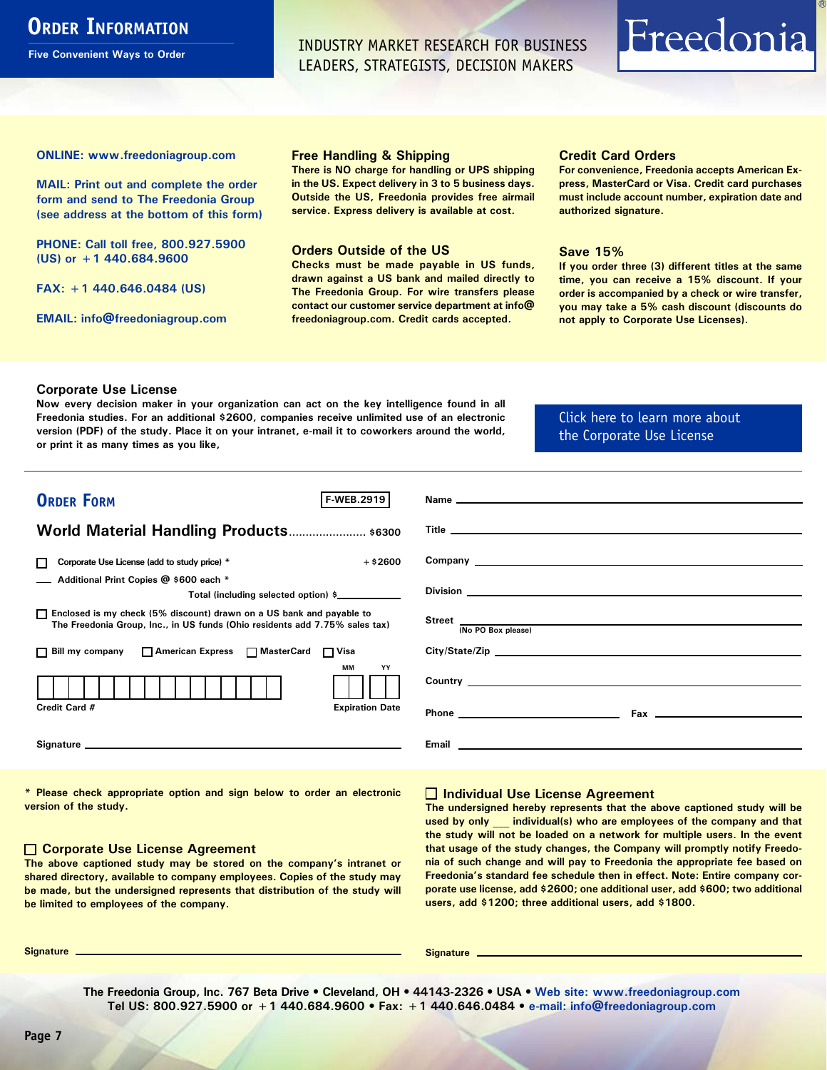# Order Information

**Five Convenient Ways to Order**

INDUSTRY MARKET RESEARCH FOR BUSINESS LEADERS, STRATEGISTS, DECISION MAKERS

Freedonia®

**ONLINE: www.freedoniagroup.com**

**MAIL: Print out and complete the order form and send to The Freedonia Group (see address at the bottom of this form)**

**PHONE: Call toll free, 800.927.5900 (US) or +1 440.684.9600**

**FAX: +1 440.646.0484 (US)**

**EMAIL: info@freedoniagroup.com**

### Free Handling & Shipping

There is NO charge for handling or UPS shipping in the US. Expect delivery in 3 to 5 business days. Outside the US, Freedonia provides free airmail service. Express delivery is available at cost.

### Orders Outside of the US

Checks must be made payable in US funds, drawn against a US bank and mailed directly to The Freedonia Group. For wire transfers please contact our customer service department at info@freedoniagroup.com. Credit cards accepted.

### Credit Card Orders

For convenience, Freedonia accepts American Express, MasterCard or Visa. Credit card purchases must include account number, expiration date and authorized signature.

### Save 15%

If you order three (3) different titles at the same time, you can receive a 15% discount. If your order is accompanied by a check or wire transfer, you may take a 5% cash discount (discounts do not apply to Corporate Use Licenses).

### Corporate Use License

Now every decision maker in your organization can act on the key intelligence found in all Freedonia studies. For an additional $2600, companies receive unlimited use of an electronic version (PDF) of the study. Place it on your intranet, e-mail it to coworkers around the world, or print it as many times as you like,

Click here to learn more about the Corporate Use License

## Order Form

F-WEB.2919

**World Material Handling Products** ...................... $6300

☐ Corporate Use License (add to study price) * +$2600

___ Additional Print Copies @ $600 each *

Total (including selected option) $__________

☐ Enclosed is my check (5% discount) drawn on a US bank and payable to The Freedonia Group, Inc., in US funds (Ohio residents add 7.75% sales tax)

☐ Bill my company ☐ American Express ☐ MasterCard ☐ Visa

Credit Card # __________ Expiration Date MM YY

Signature __________

Name __________

Title __________

Company __________

Division __________

Street __________ (No PO Box please)

City/State/Zip __________

Country __________

Phone __________ Fax __________

Email __________

\* Please check appropriate option and sign below to order an electronic version of the study.

### ☐ Corporate Use License Agreement

The above captioned study may be stored on the company's intranet or shared directory, available to company employees. Copies of the study may be made, but the undersigned represents that distribution of the study will be limited to employees of the company.

Signature __________

### ☐ Individual Use License Agreement

The undersigned hereby represents that the above captioned study will be used by only ___ individual(s) who are employees of the company and that the study will not be loaded on a network for multiple users. In the event that usage of the study changes, the Company will promptly notify Freedonia of such change and will pay to Freedonia the appropriate fee based on Freedonia's standard fee schedule then in effect. Note: Entire company corporate use license, add $2600; one additional user, add $600; two additional users, add $1200; three additional users, add $1800.

Signature __________

The Freedonia Group, Inc. 767 Beta Drive • Cleveland, OH • 44143-2326 • USA • Web site: www.freedoniagroup.com
Tel US: 800.927.5900 or +1 440.684.9600 • Fax: +1 440.646.0484 • e-mail: info@freedoniagroup.com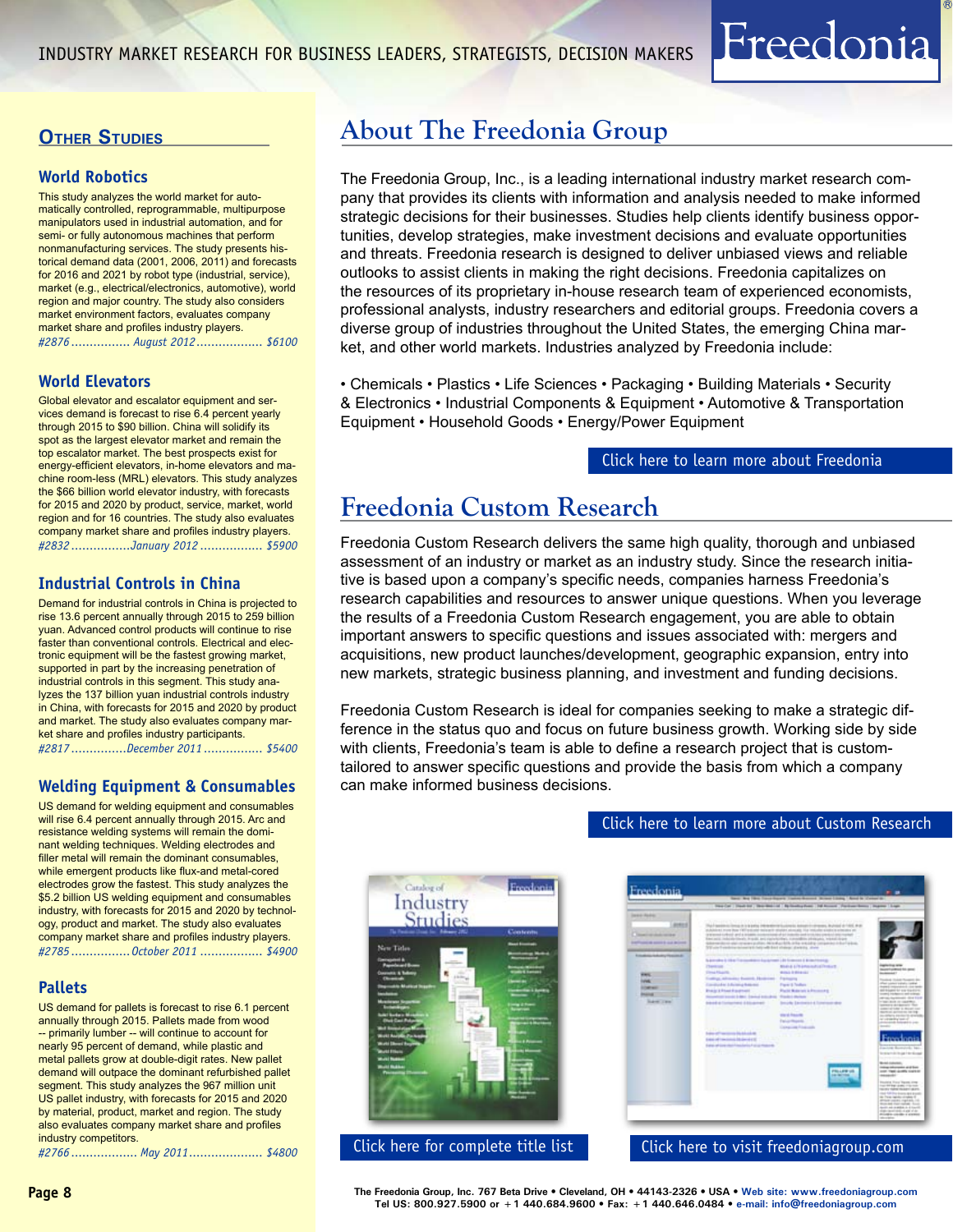## Other Studies

### World Robotics

This study analyzes the world market for automatically controlled, reprogrammable, multipurpose manipulators used in industrial automation, and for semi- or fully autonomous machines that perform nonmanufacturing services. The study presents historical demand data (2001, 2006, 2011) and forecasts for 2016 and 2021 by robot type (industrial, service), market (e.g., electrical/electronics, automotive), world region and major country. The study also considers market environment factors, evaluates company market share and profiles industry players.

*#2876 ................ August 2012 .................. $6100*

### World Elevators

Global elevator and escalator equipment and services demand is forecast to rise 6.4 percent yearly through 2015 to $90 billion. China will solidify its spot as the largest elevator market and remain the top escalator market. The best prospects exist for energy-efficient elevators, in-home elevators and machine room-less (MRL) elevators. This study analyzes the $66 billion world elevator industry, with forecasts for 2015 and 2020 by product, service, market, world region and for 16 countries. The study also evaluates company market share and profiles industry players.

*#2832 ................January 2012 ................. $5900*

### Industrial Controls in China

Demand for industrial controls in China is projected to rise 13.6 percent annually through 2015 to 259 billion yuan. Advanced control products will continue to rise faster than conventional controls. Electrical and electronic equipment will be the fastest growing market, supported in part by the increasing penetration of industrial controls in this segment. This study analyzes the 137 billion yuan industrial controls industry in China, with forecasts for 2015 and 2020 by product and market. The study also evaluates company market share and profiles industry participants.

*#2817 ...............December 2011 ................ $5400*

### Welding Equipment & Consumables

US demand for welding equipment and consumables will rise 6.4 percent annually through 2015. Arc and resistance welding systems will remain the dominant welding techniques. Welding electrodes and filler metal will remain the dominant consumables, while emergent products like flux-and metal-cored electrodes grow the fastest. This study analyzes the $5.2 billion US welding equipment and consumables industry, with forecasts for 2015 and 2020 by technology, product and market. The study also evaluates company market share and profiles industry players.

*#2785 ................ October 2011 ................. $4900*

### Pallets

US demand for pallets is forecast to rise 6.1 percent annually through 2015. Pallets made from wood -- primarily lumber -- will continue to account for nearly 95 percent of demand, while plastic and metal pallets grow at double-digit rates. New pallet demand will outpace the dominant refurbished pallet segment. This study analyzes the 967 million unit US pallet industry, with forecasts for 2015 and 2020 by material, product, market and region. The study also evaluates company market share and profiles industry competitors.

*#2766 .................. May 2011 .................... $4800*

## About The Freedonia Group

The Freedonia Group, Inc., is a leading international industry market research company that provides its clients with information and analysis needed to make informed strategic decisions for their businesses. Studies help clients identify business opportunities, develop strategies, make investment decisions and evaluate opportunities and threats. Freedonia research is designed to deliver unbiased views and reliable outlooks to assist clients in making the right decisions. Freedonia capitalizes on the resources of its proprietary in-house research team of experienced economists, professional analysts, industry researchers and editorial groups. Freedonia covers a diverse group of industries throughout the United States, the emerging China market, and other world markets. Industries analyzed by Freedonia include:

• Chemicals • Plastics • Life Sciences • Packaging • Building Materials • Security & Electronics • Industrial Components & Equipment • Automotive & Transportation Equipment • Household Goods • Energy/Power Equipment

Click here to learn more about Freedonia

## Freedonia Custom Research

Freedonia Custom Research delivers the same high quality, thorough and unbiased assessment of an industry or market as an industry study. Since the research initiative is based upon a company's specific needs, companies harness Freedonia's research capabilities and resources to answer unique questions. When you leverage the results of a Freedonia Custom Research engagement, you are able to obtain important answers to specific questions and issues associated with: mergers and acquisitions, new product launches/development, geographic expansion, entry into new markets, strategic business planning, and investment and funding decisions.

Freedonia Custom Research is ideal for companies seeking to make a strategic difference in the status quo and focus on future business growth. Working side by side with clients, Freedonia's team is able to define a research project that is custom-tailored to answer specific questions and provide the basis from which a company can make informed business decisions.

Click here to learn more about Custom Research

Click here for complete title list

Click here to visit freedoniagroup.com

**The Freedonia Group, Inc. 767 Beta Drive • Cleveland, OH • 44143-2326 • USA • Web site: www.freedoniagroup.com**
**Tel US: 800.927.5900 or +1 440.684.9600 • Fax: +1 440.646.0484 • e-mail: info@freedoniagroup.com**